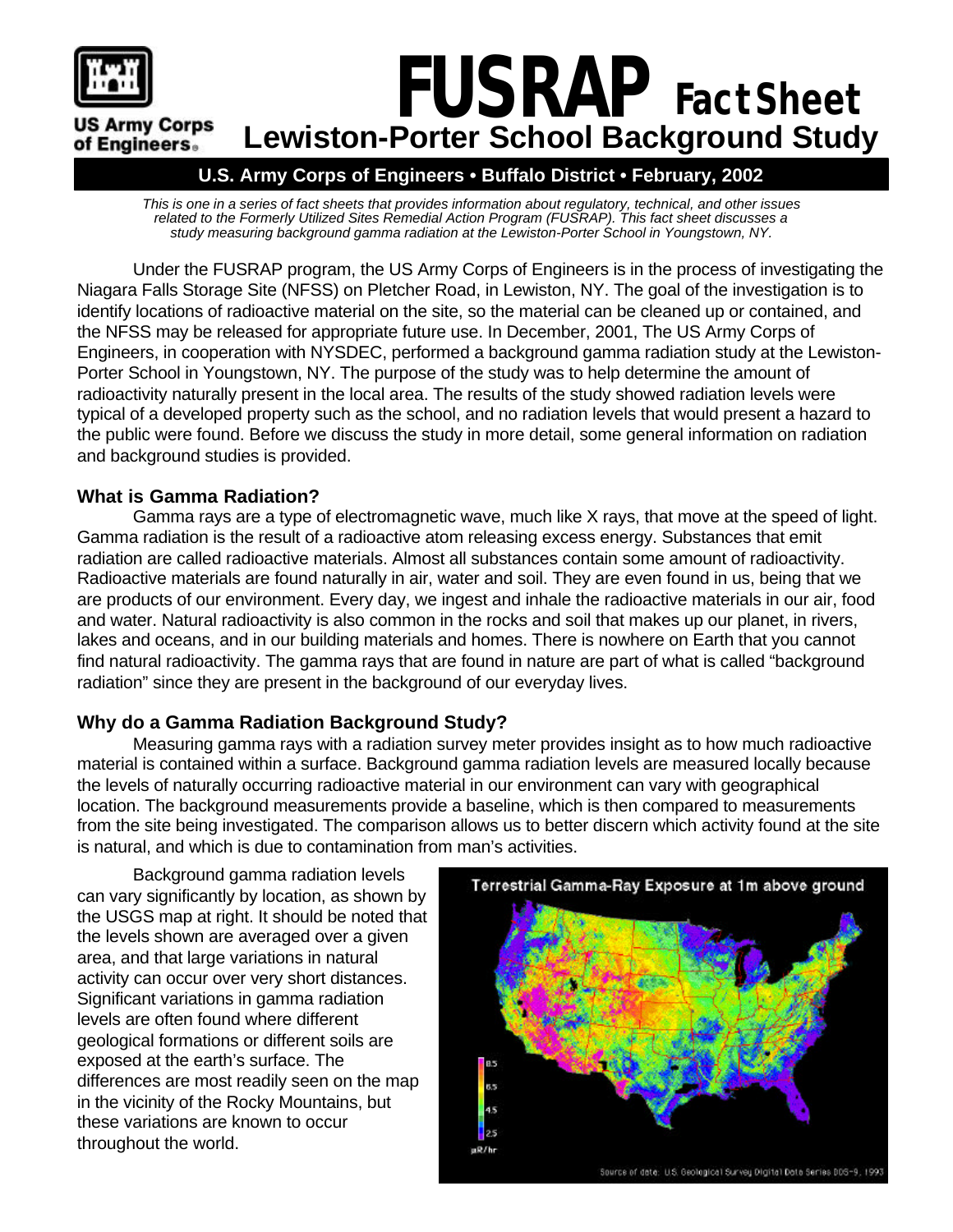US Army Corps of Engineers

# FUSRAP Fact Sheet

# Lewiston-Porter School Background Study

**U.S. Army Corps of Engineers • Buffalo District • February, 2002**

*This is one in a series of fact sheets that provides information about regulatory, technical, and other issues related to the Formerly Utilized Sites Remedial Action Program (FUSRAP). This fact sheet discusses a study measuring background gamma radiation at the Lewiston-Porter School in Youngstown, NY.*

Under the FUSRAP program, the US Army Corps of Engineers is in the process of investigating the Niagara Falls Storage Site (NFSS) on Pletcher Road, in Lewiston, NY. The goal of the investigation is to identify locations of radioactive material on the site, so the material can be cleaned up or contained, and the NFSS may be released for appropriate future use. In December, 2001, The US Army Corps of Engineers, in cooperation with NYSDEC, performed a background gamma radiation study at the Lewiston-Porter School in Youngstown, NY. The purpose of the study was to help determine the amount of radioactivity naturally present in the local area. The results of the study showed radiation levels were typical of a developed property such as the school, and no radiation levels that would present a hazard to the public were found. Before we discuss the study in more detail, some general information on radiation and background studies is provided.

### What is Gamma Radiation?

Gamma rays are a type of electromagnetic wave, much like X rays, that move at the speed of light. Gamma radiation is the result of a radioactive atom releasing excess energy. Substances that emit radiation are called radioactive materials. Almost all substances contain some amount of radioactivity. Radioactive materials are found naturally in air, water and soil. They are even found in us, being that we are products of our environment. Every day, we ingest and inhale the radioactive materials in our air, food and water. Natural radioactivity is also common in the rocks and soil that makes up our planet, in rivers, lakes and oceans, and in our building materials and homes. There is nowhere on Earth that you cannot find natural radioactivity. The gamma rays that are found in nature are part of what is called "background radiation" since they are present in the background of our everyday lives.

### Why do a Gamma Radiation Background Study?

Measuring gamma rays with a radiation survey meter provides insight as to how much radioactive material is contained within a surface. Background gamma radiation levels are measured locally because the levels of naturally occurring radioactive material in our environment can vary with geographical location. The background measurements provide a baseline, which is then compared to measurements from the site being investigated. The comparison allows us to better discern which activity found at the site is natural, and which is due to contamination from man's activities.

Background gamma radiation levels can vary significantly by location, as shown by the USGS map at right. It should be noted that the levels shown are averaged over a given area, and that large variations in natural activity can occur over very short distances. Significant variations in gamma radiation levels are often found where different geological formations or different soils are exposed at the earth's surface. The differences are most readily seen on the map in the vicinity of the Rocky Mountains, but these variations are known to occur throughout the world.

Terrestrial Gamma-Ray Exposure at 1m above ground

Source of data: U.S. Geological Survey Digital Data Series DDS-9, 1993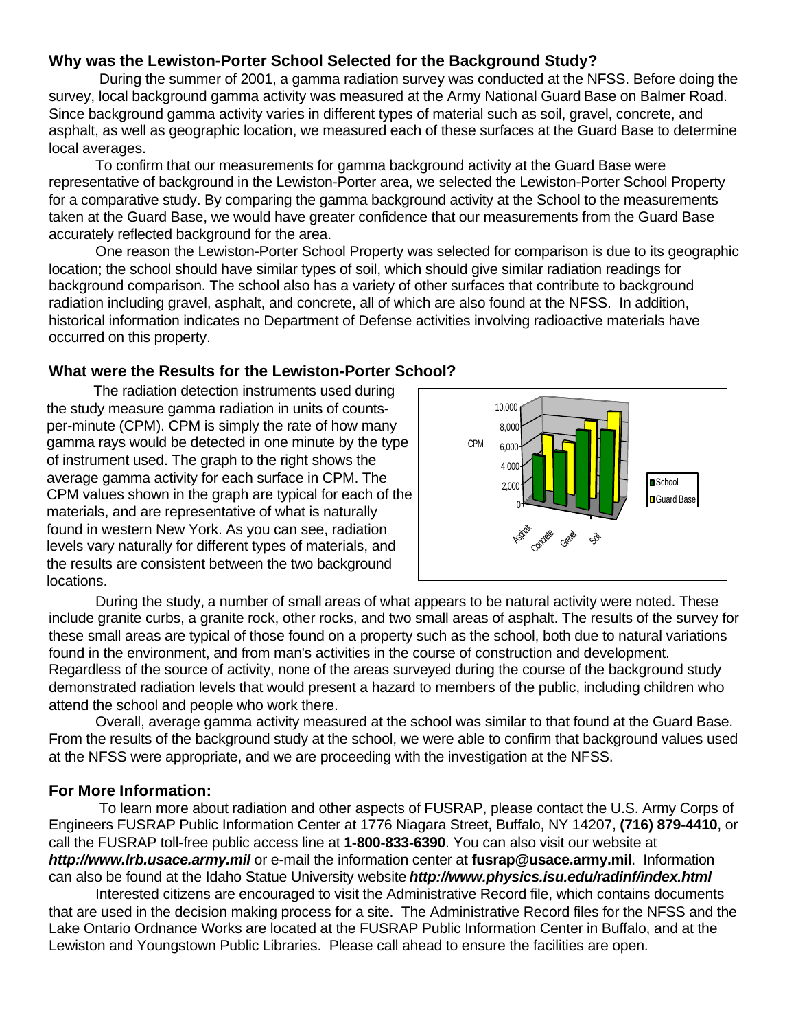## Why was the Lewiston-Porter School Selected for the Background Study?

During the summer of 2001, a gamma radiation survey was conducted at the NFSS. Before doing the survey, local background gamma activity was measured at the Army National Guard Base on Balmer Road. Since background gamma activity varies in different types of material such as soil, gravel, concrete, and asphalt, as well as geographic location, we measured each of these surfaces at the Guard Base to determine local averages.

To confirm that our measurements for gamma background activity at the Guard Base were representative of background in the Lewiston-Porter area, we selected the Lewiston-Porter School Property for a comparative study. By comparing the gamma background activity at the School to the measurements taken at the Guard Base, we would have greater confidence that our measurements from the Guard Base accurately reflected background for the area.

One reason the Lewiston-Porter School Property was selected for comparison is due to its geographic location; the school should have similar types of soil, which should give similar radiation readings for background comparison. The school also has a variety of other surfaces that contribute to background radiation including gravel, asphalt, and concrete, all of which are also found at the NFSS. In addition, historical information indicates no Department of Defense activities involving radioactive materials have occurred on this property.

## What were the Results for the Lewiston-Porter School?

The radiation detection instruments used during the study measure gamma radiation in units of counts-per-minute (CPM). CPM is simply the rate of how many gamma rays would be detected in one minute by the type of instrument used. The graph to the right shows the average gamma activity for each surface in CPM. The CPM values shown in the graph are typical for each of the materials, and are representative of what is naturally found in western New York. As you can see, radiation levels vary naturally for different types of materials, and the results are consistent between the two background locations.

CPM
10,000
8,000
6,000
4,000
2,000
0
Asphalt
Concrete
Gravel
Soil
School
Guard Base

During the study, a number of small areas of what appears to be natural activity were noted. These include granite curbs, a granite rock, other rocks, and two small areas of asphalt. The results of the survey for these small areas are typical of those found on a property such as the school, both due to natural variations found in the environment, and from man's activities in the course of construction and development. Regardless of the source of activity, none of the areas surveyed during the course of the background study demonstrated radiation levels that would present a hazard to members of the public, including children who attend the school and people who work there.

Overall, average gamma activity measured at the school was similar to that found at the Guard Base. From the results of the background study at the school, we were able to confirm that background values used at the NFSS were appropriate, and we are proceeding with the investigation at the NFSS.

## For More Information:

To learn more about radiation and other aspects of FUSRAP, please contact the U.S. Army Corps of Engineers FUSRAP Public Information Center at 1776 Niagara Street, Buffalo, NY 14207, **(716) 879-4410**, or call the FUSRAP toll-free public access line at **1-800-833-6390**. You can also visit our website at ***http://www.lrb.usace.army.mil*** or e-mail the information center at **fusrap@usace.army.mil**. Information can also be found at the Idaho Statue University website ***http://www.physics.isu.edu/radinf/index.html***

Interested citizens are encouraged to visit the Administrative Record file, which contains documents that are used in the decision making process for a site. The Administrative Record files for the NFSS and the Lake Ontario Ordnance Works are located at the FUSRAP Public Information Center in Buffalo, and at the Lewiston and Youngstown Public Libraries. Please call ahead to ensure the facilities are open.